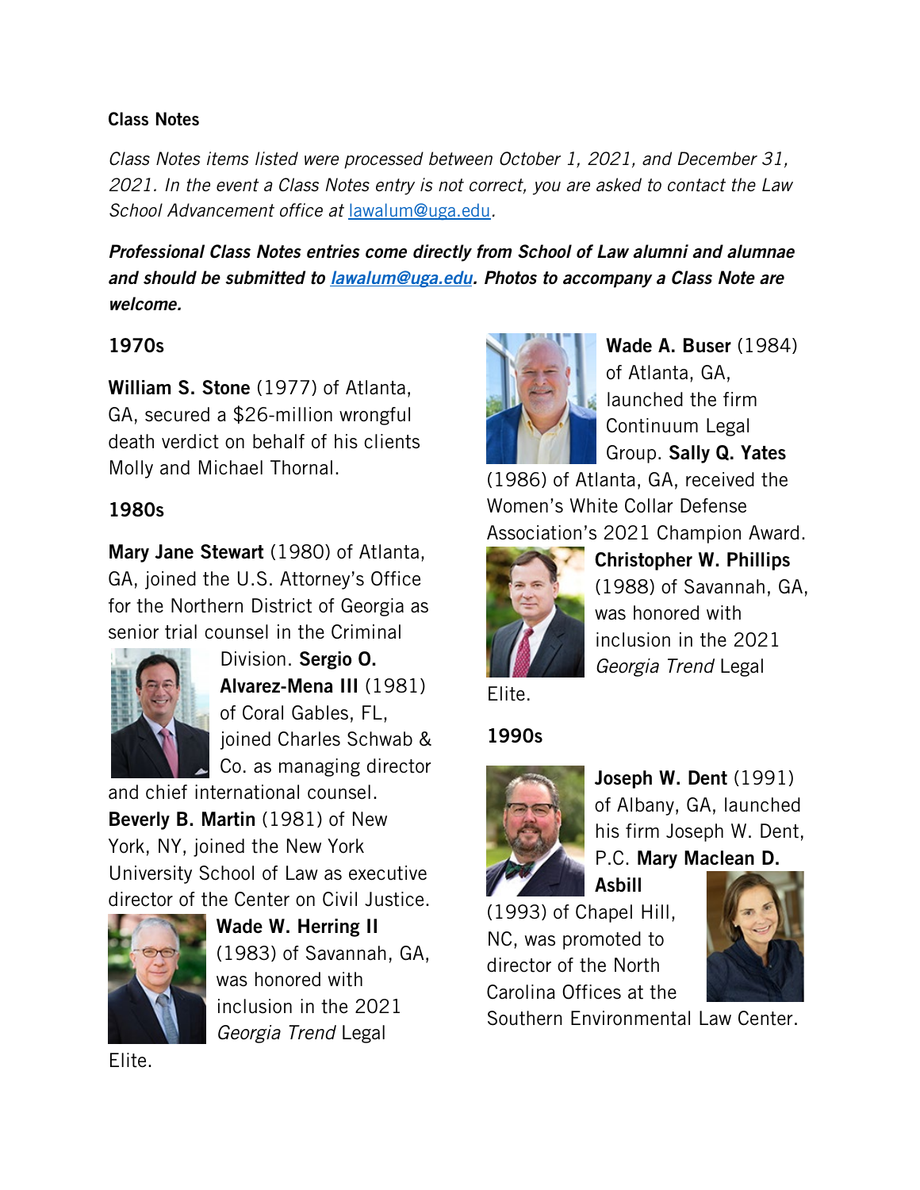## Class Notes

*Class Notes items listed were processed between October 1, 2021, and December 31, 2021. In the event a Class Notes entry is not correct, you are asked to contact the Law School Advancement office at lawalum@uga.edu.*

***Professional Class Notes entries come directly from School of Law alumni and alumnae and should be submitted to lawalum@uga.edu. Photos to accompany a Class Note are welcome.***

### 1970s

**William S. Stone** (1977) of Atlanta, GA, secured a $26-million wrongful death verdict on behalf of his clients Molly and Michael Thornal.

### 1980s

**Mary Jane Stewart** (1980) of Atlanta, GA, joined the U.S. Attorney's Office for the Northern District of Georgia as senior trial counsel in the Criminal Division. **Sergio O. Alvarez-Mena III** (1981) of Coral Gables, FL, joined Charles Schwab & Co. as managing director and chief international counsel. **Beverly B. Martin** (1981) of New York, NY, joined the New York University School of Law as executive director of the Center on Civil Justice. **Wade W. Herring II** (1983) of Savannah, GA, was honored with inclusion in the 2021 *Georgia Trend* Legal Elite. **Wade A. Buser** (1984) of Atlanta, GA, launched the firm Continuum Legal Group. **Sally Q. Yates** (1986) of Atlanta, GA, received the Women's White Collar Defense Association's 2021 Champion Award. **Christopher W. Phillips** (1988) of Savannah, GA, was honored with inclusion in the 2021 *Georgia Trend* Legal Elite.

### 1990s

**Joseph W. Dent** (1991) of Albany, GA, launched his firm Joseph W. Dent, P.C. **Mary Maclean D. Asbill** (1993) of Chapel Hill, NC, was promoted to director of the North Carolina Offices at the Southern Environmental Law Center.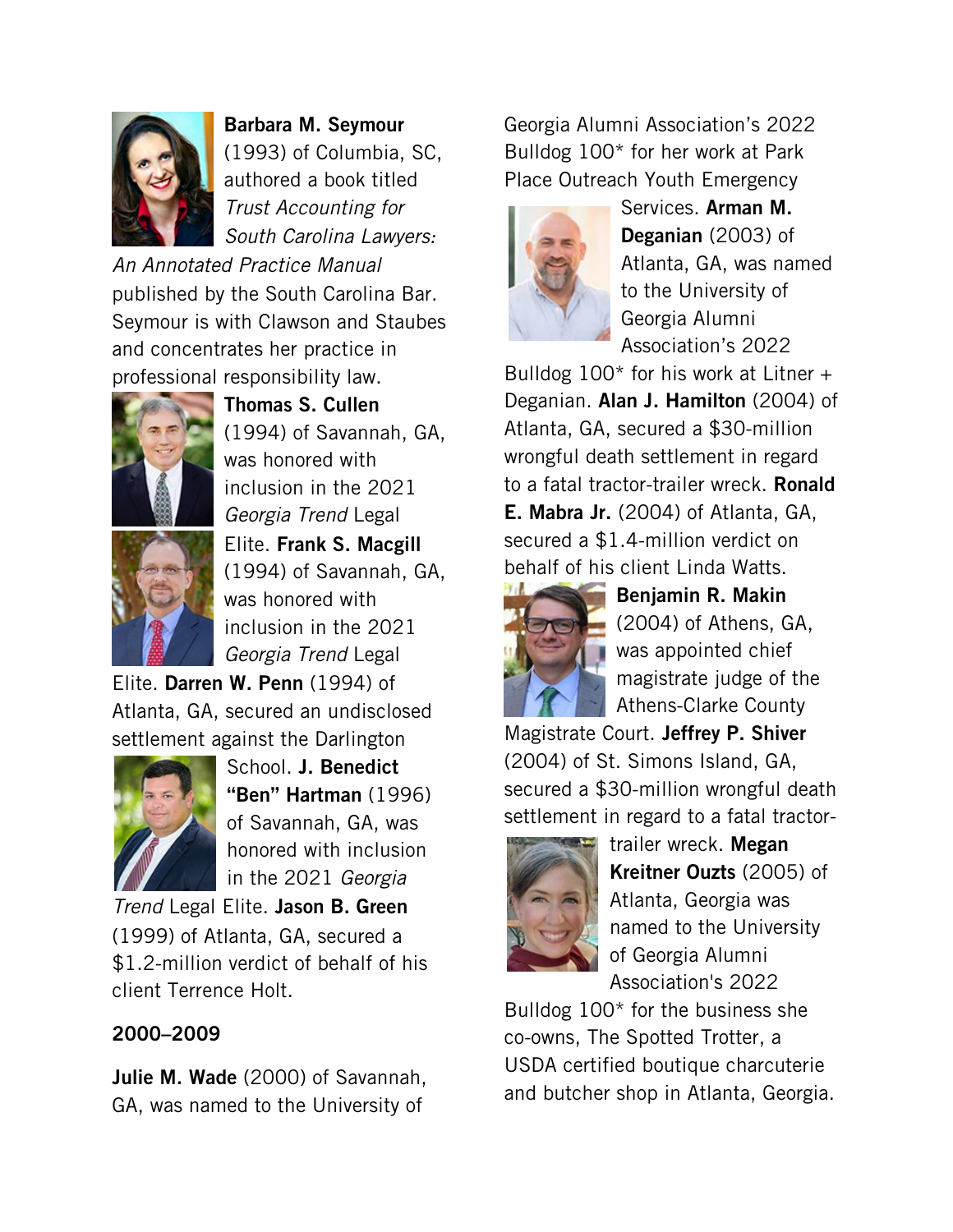**Barbara M. Seymour** (1993) of Columbia, SC, authored a book titled *Trust Accounting for South Carolina Lawyers: An Annotated Practice Manual* published by the South Carolina Bar. Seymour is with Clawson and Staubes and concentrates her practice in professional responsibility law. **Thomas S. Cullen** (1994) of Savannah, GA, was honored with inclusion in the 2021 *Georgia Trend* Legal Elite. **Frank S. Macgill** (1994) of Savannah, GA, was honored with inclusion in the 2021 *Georgia Trend* Legal Elite. **Darren W. Penn** (1994) of Atlanta, GA, secured an undisclosed settlement against the Darlington School. **J. Benedict "Ben" Hartman** (1996) of Savannah, GA, was honored with inclusion in the 2021 *Georgia Trend* Legal Elite. **Jason B. Green** (1999) of Atlanta, GA, secured a $1.2-million verdict of behalf of his client Terrence Holt.

## 2000–2009

**Julie M. Wade** (2000) of Savannah, GA, was named to the University of Georgia Alumni Association's 2022 Bulldog 100* for her work at Park Place Outreach Youth Emergency Services. **Arman M. Deganian** (2003) of Atlanta, GA, was named to the University of Georgia Alumni Association's 2022 Bulldog 100* for his work at Litner + Deganian. **Alan J. Hamilton** (2004) of Atlanta, GA, secured a $30-million wrongful death settlement in regard to a fatal tractor-trailer wreck. **Ronald E. Mabra Jr.** (2004) of Atlanta, GA, secured a $1.4-million verdict on behalf of his client Linda Watts. **Benjamin R. Makin** (2004) of Athens, GA, was appointed chief magistrate judge of the Athens-Clarke County Magistrate Court. **Jeffrey P. Shiver** (2004) of St. Simons Island, GA, secured a $30-million wrongful death settlement in regard to a fatal tractor-trailer wreck. **Megan Kreitner Ouzts** (2005) of Atlanta, Georgia was named to the University of Georgia Alumni Association's 2022 Bulldog 100* for the business she co-owns, The Spotted Trotter, a USDA certified boutique charcuterie and butcher shop in Atlanta, Georgia.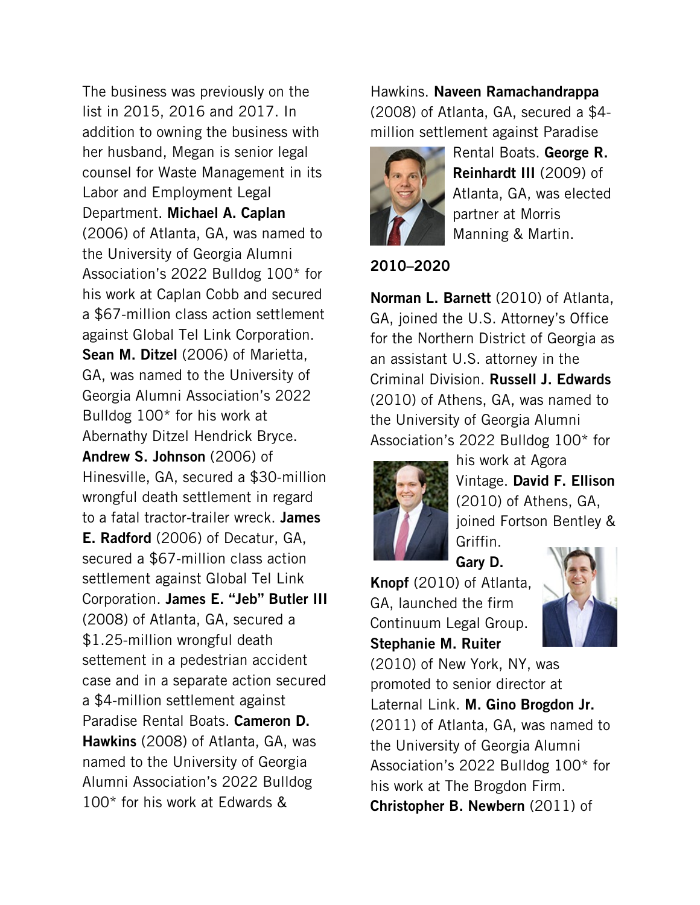The business was previously on the list in 2015, 2016 and 2017. In addition to owning the business with her husband, Megan is senior legal counsel for Waste Management in its Labor and Employment Legal Department. **Michael A. Caplan** (2006) of Atlanta, GA, was named to the University of Georgia Alumni Association's 2022 Bulldog 100* for his work at Caplan Cobb and secured a $67-million class action settlement against Global Tel Link Corporation. **Sean M. Ditzel** (2006) of Marietta, GA, was named to the University of Georgia Alumni Association's 2022 Bulldog 100* for his work at Abernathy Ditzel Hendrick Bryce. **Andrew S. Johnson** (2006) of Hinesville, GA, secured a $30-million wrongful death settlement in regard to a fatal tractor-trailer wreck. **James E. Radford** (2006) of Decatur, GA, secured a $67-million class action settlement against Global Tel Link Corporation. **James E. "Jeb" Butler III** (2008) of Atlanta, GA, secured a $1.25-million wrongful death settement in a pedestrian accident case and in a separate action secured a $4-million settlement against Paradise Rental Boats. **Cameron D. Hawkins** (2008) of Atlanta, GA, was named to the University of Georgia Alumni Association's 2022 Bulldog 100* for his work at Edwards & Hawkins. **Naveen Ramachandrappa** (2008) of Atlanta, GA, secured a $4-million settlement against Paradise Rental Boats. **George R. Reinhardt III** (2009) of Atlanta, GA, was elected partner at Morris Manning & Martin.

## 2010–2020

**Norman L. Barnett** (2010) of Atlanta, GA, joined the U.S. Attorney's Office for the Northern District of Georgia as an assistant U.S. attorney in the Criminal Division. **Russell J. Edwards** (2010) of Athens, GA, was named to the University of Georgia Alumni Association's 2022 Bulldog 100* for his work at Agora Vintage. **David F. Ellison** (2010) of Athens, GA, joined Fortson Bentley & Griffin. **Gary D. Knopf** (2010) of Atlanta, GA, launched the firm Continuum Legal Group. **Stephanie M. Ruiter** (2010) of New York, NY, was promoted to senior director at Lateral Link. **M. Gino Brogdon Jr.** (2011) of Atlanta, GA, was named to the University of Georgia Alumni Association's 2022 Bulldog 100* for his work at The Brogdon Firm. **Christopher B. Newbern** (2011) of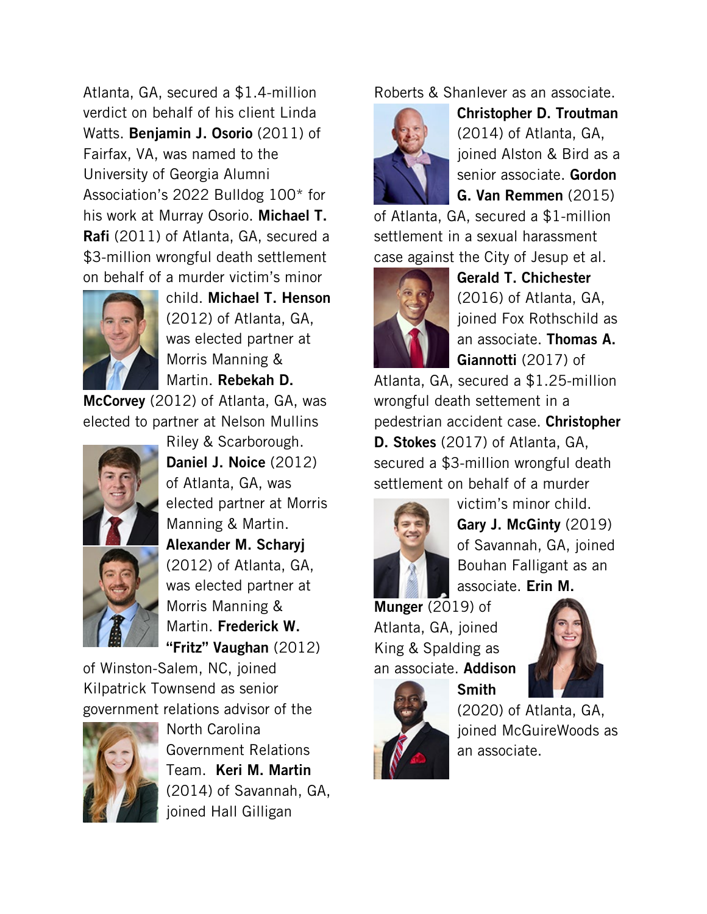Atlanta, GA, secured a $1.4-million verdict on behalf of his client Linda Watts. **Benjamin J. Osorio** (2011) of Fairfax, VA, was named to the University of Georgia Alumni Association's 2022 Bulldog 100* for his work at Murray Osorio. **Michael T. Rafi** (2011) of Atlanta, GA, secured a $3-million wrongful death settlement on behalf of a murder victim's minor child. **Michael T. Henson** (2012) of Atlanta, GA, was elected partner at Morris Manning & Martin. **Rebekah D. McCorvey** (2012) of Atlanta, GA, was elected to partner at Nelson Mullins Riley & Scarborough. **Daniel J. Noice** (2012) of Atlanta, GA, was elected partner at Morris Manning & Martin. **Alexander M. Scharyj** (2012) of Atlanta, GA, was elected partner at Morris Manning & Martin. **Frederick W. "Fritz" Vaughan** (2012) of Winston-Salem, NC, joined Kilpatrick Townsend as senior government relations advisor of the North Carolina Government Relations Team. **Keri M. Martin** (2014) of Savannah, GA, joined Hall Gilligan Roberts & Shanlever as an associate. **Christopher D. Troutman** (2014) of Atlanta, GA, joined Alston & Bird as a senior associate. **Gordon G. Van Remmen** (2015) of Atlanta, GA, secured a $1-million settlement in a sexual harassment case against the City of Jesup et al. **Gerald T. Chichester** (2016) of Atlanta, GA, joined Fox Rothschild as an associate. **Thomas A. Giannotti** (2017) of Atlanta, GA, secured a $1.25-million wrongful death settement in a pedestrian accident case. **Christopher D. Stokes** (2017) of Atlanta, GA, secured a $3-million wrongful death settlement on behalf of a murder victim's minor child. **Gary J. McGinty** (2019) of Savannah, GA, joined Bouhan Falligant as an associate. **Erin M. Munger** (2019) of Atlanta, GA, joined King & Spalding as an associate. **Addison Smith** (2020) of Atlanta, GA, joined McGuireWoods as an associate.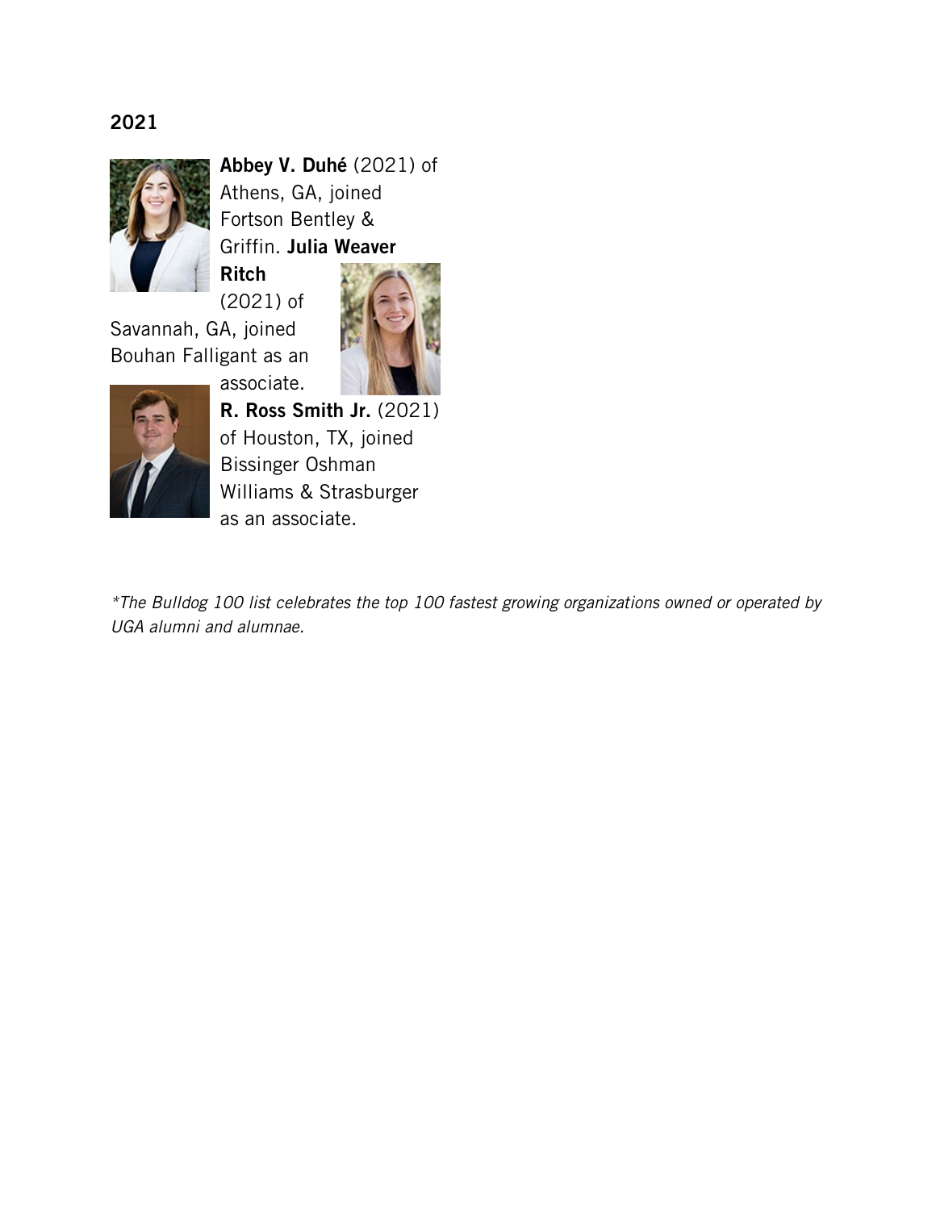## 2021

**Abbey V. Duhé** (2021) of Athens, GA, joined Fortson Bentley & Griffin. **Julia Weaver Ritch** (2021) of Savannah, GA, joined Bouhan Falligant as an associate. **R. Ross Smith Jr.** (2021) of Houston, TX, joined Bissinger Oshman Williams & Strasburger as an associate.

*\*The Bulldog 100 list celebrates the top 100 fastest growing organizations owned or operated by UGA alumni and alumnae.*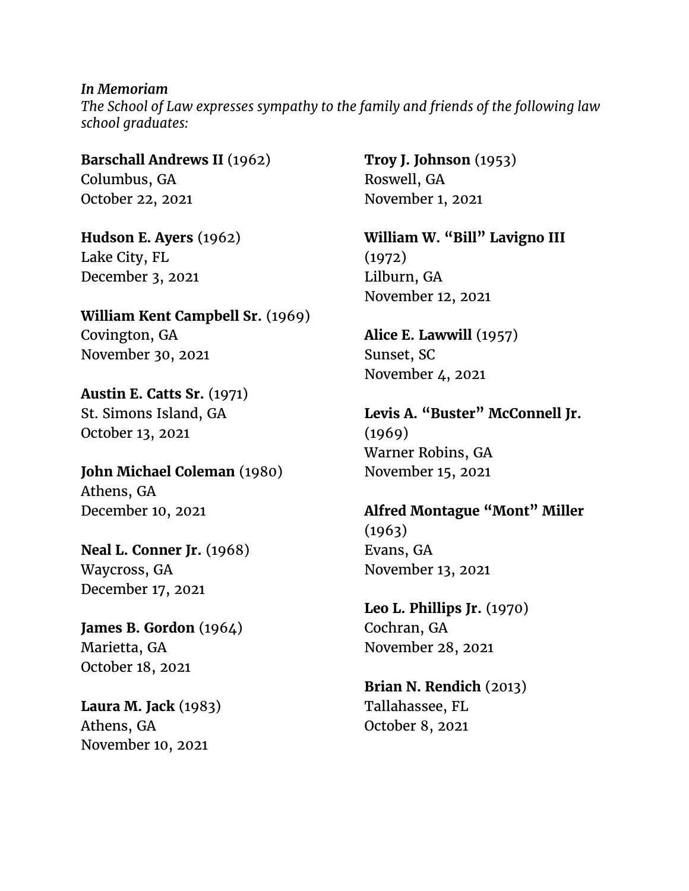*In Memoriam*

*The School of Law expresses sympathy to the family and friends of the following law school graduates:*

**Barschall Andrews II** (1962)
Columbus, GA
October 22, 2021

**Hudson E. Ayers** (1962)
Lake City, FL
December 3, 2021

**William Kent Campbell Sr.** (1969)
Covington, GA
November 30, 2021

**Austin E. Catts Sr.** (1971)
St. Simons Island, GA
October 13, 2021

**John Michael Coleman** (1980)
Athens, GA
December 10, 2021

**Neal L. Conner Jr.** (1968)
Waycross, GA
December 17, 2021

**James B. Gordon** (1964)
Marietta, GA
October 18, 2021

**Laura M. Jack** (1983)
Athens, GA
November 10, 2021

**Troy J. Johnson** (1953)
Roswell, GA
November 1, 2021

**William W. "Bill" Lavigno III** (1972)
Lilburn, GA
November 12, 2021

**Alice E. Lawwill** (1957)
Sunset, SC
November 4, 2021

**Levis A. "Buster" McConnell Jr.** (1969)
Warner Robins, GA
November 15, 2021

**Alfred Montague "Mont" Miller** (1963)
Evans, GA
November 13, 2021

**Leo L. Phillips Jr.** (1970)
Cochran, GA
November 28, 2021

**Brian N. Rendich** (2013)
Tallahassee, FL
October 8, 2021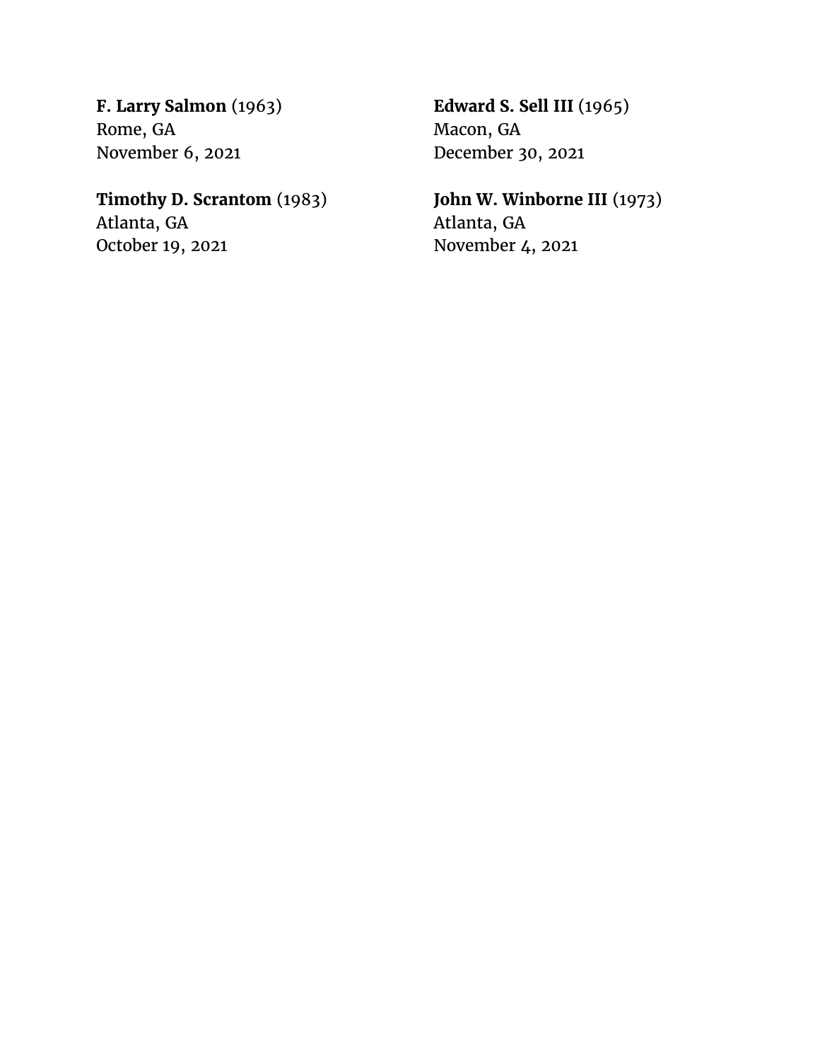**F. Larry Salmon** (1963)
Rome, GA
November 6, 2021

**Timothy D. Scrantom** (1983)
Atlanta, GA
October 19, 2021

**Edward S. Sell III** (1965)
Macon, GA
December 30, 2021

**John W. Winborne III** (1973)
Atlanta, GA
November 4, 2021